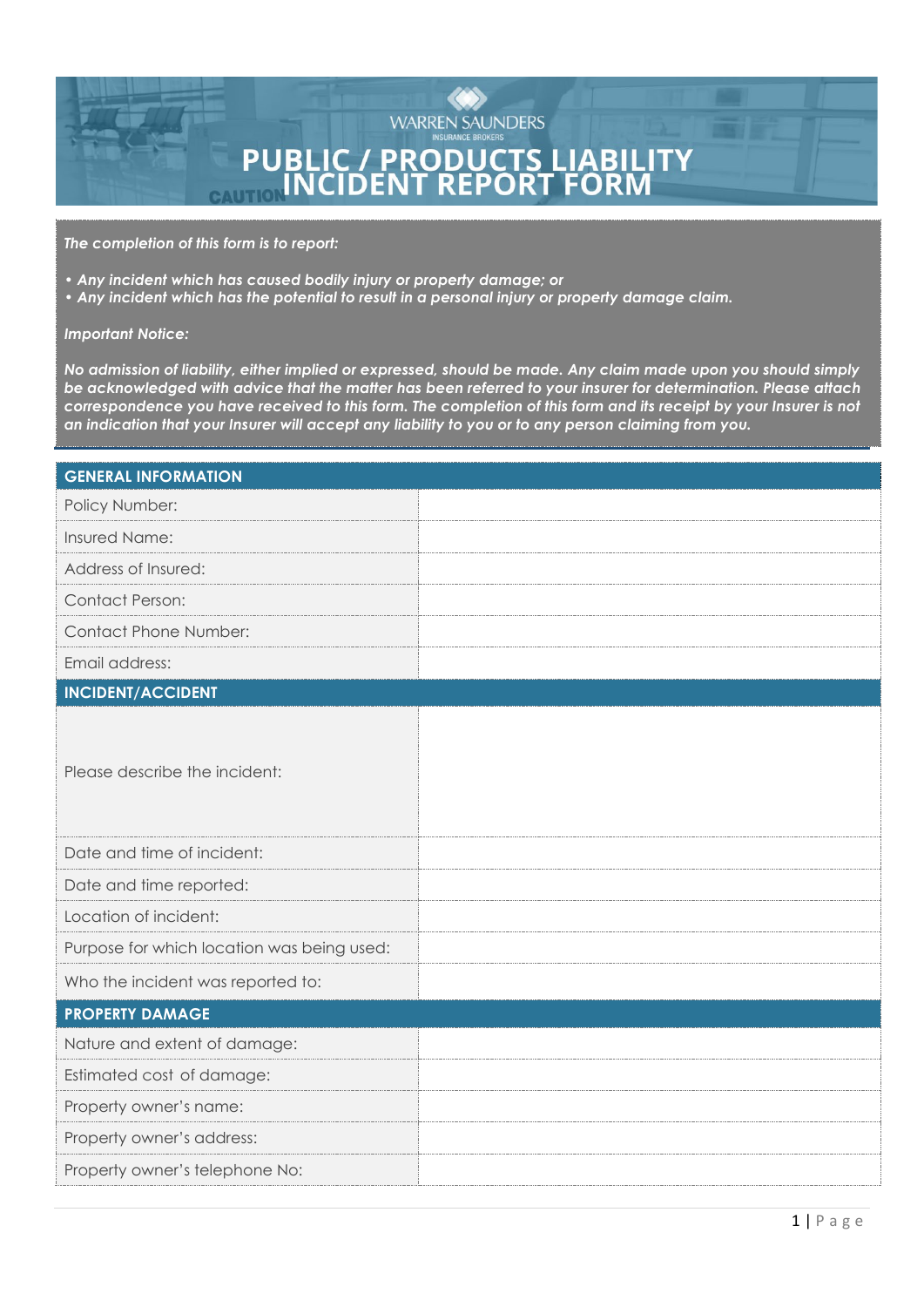WARREN SAUNDERS
INSURANCE BROKERS

# PUBLIC / PRODUCTS LIABILITY INCIDENT REPORT FORM

*The completion of this form is to report:*

- *Any incident which has caused bodily injury or property damage; or*
- *Any incident which has the potential to result in a personal injury or property damage claim.*

*Important Notice:*

*No admission of liability, either implied or expressed, should be made. Any claim made upon you should simply be acknowledged with advice that the matter has been referred to your insurer for determination. Please attach correspondence you have received to this form. The completion of this form and its receipt by your Insurer is not an indication that your Insurer will accept any liability to you or to any person claiming from you.*

| **GENERAL INFORMATION** | |
|---|---|
| Policy Number: | |
| Insured Name: | |
| Address of Insured: | |
| Contact Person: | |
| Contact Phone Number: | |
| Email address: | |
| **INCIDENT/ACCIDENT** | |
| Please describe the incident: | |
| Date and time of incident: | |
| Date and time reported: | |
| Location of incident: | |
| Purpose for which location was being used: | |
| Who the incident was reported to: | |
| **PROPERTY DAMAGE** | |
| Nature and extent of damage: | |
| Estimated cost of damage: | |
| Property owner's name: | |
| Property owner's address: | |
| Property owner's telephone No: | |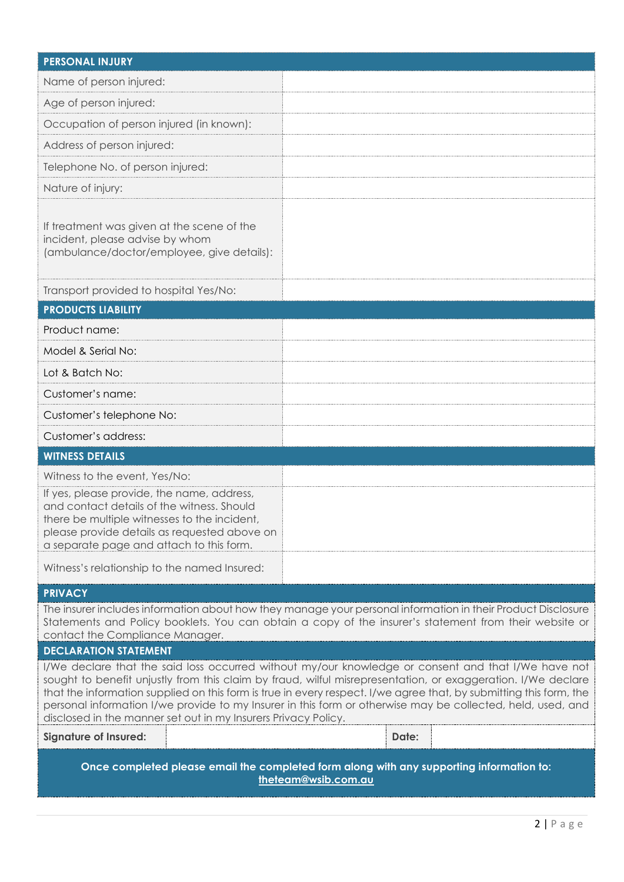## PERSONAL INJURY

| | |
|---|---|
| Name of person injured: | |
| Age of person injured: | |
| Occupation of person injured (in known): | |
| Address of person injured: | |
| Telephone No. of person injured: | |
| Nature of injury: | |
| If treatment was given at the scene of the incident, please advise by whom (ambulance/doctor/employee, give details): | |
| Transport provided to hospital Yes/No: | |

## PRODUCTS LIABILITY

| | |
|---|---|
| Product name: | |
| Model & Serial No: | |
| Lot & Batch No: | |
| Customer's name: | |
| Customer's telephone No: | |
| Customer's address: | |

## WITNESS DETAILS

| | |
|---|---|
| Witness to the event, Yes/No: | |
| If yes, please provide, the name, address, and contact details of the witness. Should there be multiple witnesses to the incident, please provide details as requested above on a separate page and attach to this form. | |
| Witness's relationship to the named Insured: | |

## PRIVACY

The insurer includes information about how they manage your personal information in their Product Disclosure Statements and Policy booklets. You can obtain a copy of the insurer's statement from their website or contact the Compliance Manager.

## DECLARATION STATEMENT

I/We declare that the said loss occurred without my/our knowledge or consent and that I/We have not sought to benefit unjustly from this claim by fraud, wilful misrepresentation, or exaggeration. I/We declare that the information supplied on this form is true in every respect. I/we agree that, by submitting this form, the personal information I/we provide to my Insurer in this form or otherwise may be collected, held, used, and disclosed in the manner set out in my Insurers Privacy Policy.

| | | | |
|---|---|---|---|
| **Signature of Insured:** | | **Date:** | |

**Once completed please email the completed form along with any supporting information to: theteam@wsib.com.au**